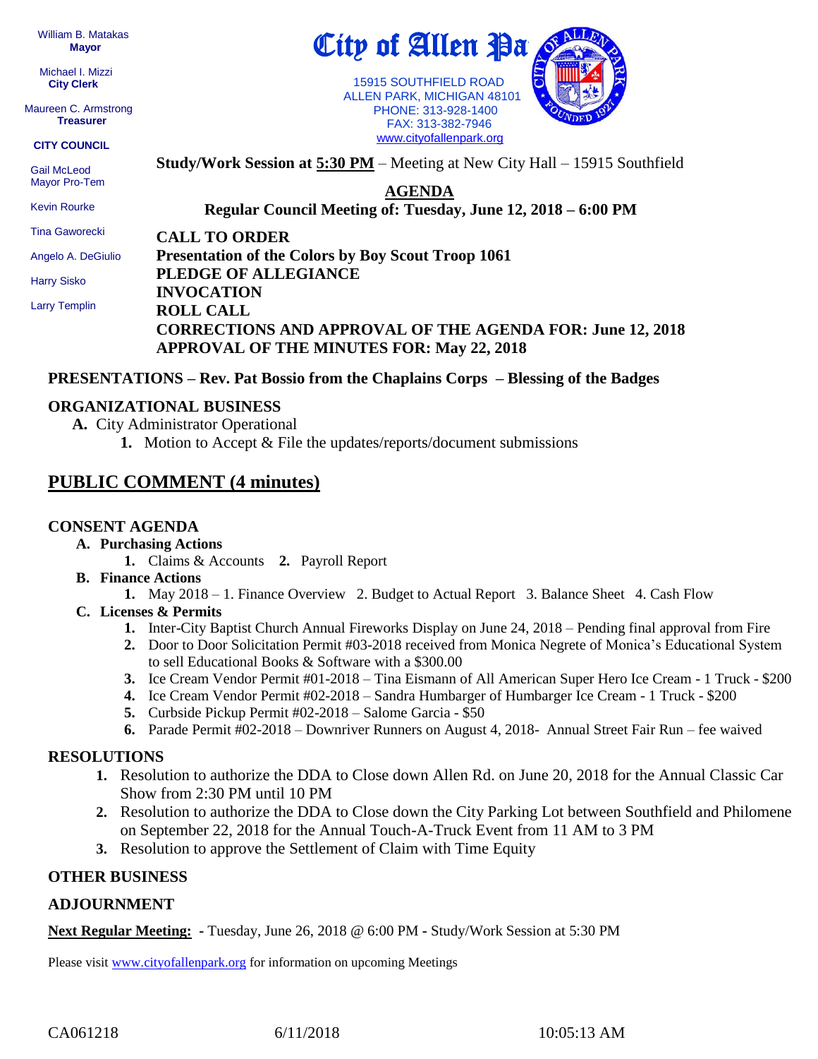William B. Matakas
**Mayor**

Michael I. Mizzi
**City Clerk**

Maureen C. Armstrong
**Treasurer**

**CITY COUNCIL**

Gail McLeod
Mayor Pro-Tem

Kevin Rourke

Tina Gaworecki

Angelo A. DeGiulio

Harry Sisko

Larry Templin

# City of Allen Park

15915 SOUTHFIELD ROAD
ALLEN PARK, MICHIGAN 48101
PHONE: 313-928-1400
FAX: 313-382-7946
www.cityofallenpark.org

**Study/Work Session at 5:30 PM** – Meeting at New City Hall – 15915 Southfield

## AGENDA

**Regular Council Meeting of: Tuesday, June 12, 2018 – 6:00 PM**

**CALL TO ORDER**
**Presentation of the Colors by Boy Scout Troop 1061**
**PLEDGE OF ALLEGIANCE**
**INVOCATION**
**ROLL CALL**
**CORRECTIONS AND APPROVAL OF THE AGENDA FOR: June 12, 2018**
**APPROVAL OF THE MINUTES FOR: May 22, 2018**

**PRESENTATIONS – Rev. Pat Bossio from the Chaplains Corps – Blessing of the Badges**

**ORGANIZATIONAL BUSINESS**

**A.** City Administrator Operational
   **1.** Motion to Accept & File the updates/reports/document submissions

## PUBLIC COMMENT (4 minutes)

**CONSENT AGENDA**

**A. Purchasing Actions**
   **1.** Claims & Accounts **2.** Payroll Report

**B. Finance Actions**
   **1.** May 2018 – 1. Finance Overview 2. Budget to Actual Report 3. Balance Sheet 4. Cash Flow

**C. Licenses & Permits**
   **1.** Inter-City Baptist Church Annual Fireworks Display on June 24, 2018 – Pending final approval from Fire
   **2.** Door to Door Solicitation Permit #03-2018 received from Monica Negrete of Monica's Educational System to sell Educational Books & Software with a $300.00
   **3.** Ice Cream Vendor Permit #01-2018 – Tina Eismann of All American Super Hero Ice Cream - 1 Truck - $200
   **4.** Ice Cream Vendor Permit #02-2018 – Sandra Humbarger of Humbarger Ice Cream - 1 Truck - $200
   **5.** Curbside Pickup Permit #02-2018 – Salome Garcia - $50
   **6.** Parade Permit #02-2018 – Downriver Runners on August 4, 2018- Annual Street Fair Run – fee waived

**RESOLUTIONS**

**1.** Resolution to authorize the DDA to Close down Allen Rd. on June 20, 2018 for the Annual Classic Car Show from 2:30 PM until 10 PM
**2.** Resolution to authorize the DDA to Close down the City Parking Lot between Southfield and Philomene on September 22, 2018 for the Annual Touch-A-Truck Event from 11 AM to 3 PM
**3.** Resolution to approve the Settlement of Claim with Time Equity

**OTHER BUSINESS**

**ADJOURNMENT**

**Next Regular Meeting:** - Tuesday, June 26, 2018 @ 6:00 PM - Study/Work Session at 5:30 PM

Please visit www.cityofallenpark.org for information on upcoming Meetings

CA061218 6/11/2018 10:05:13 AM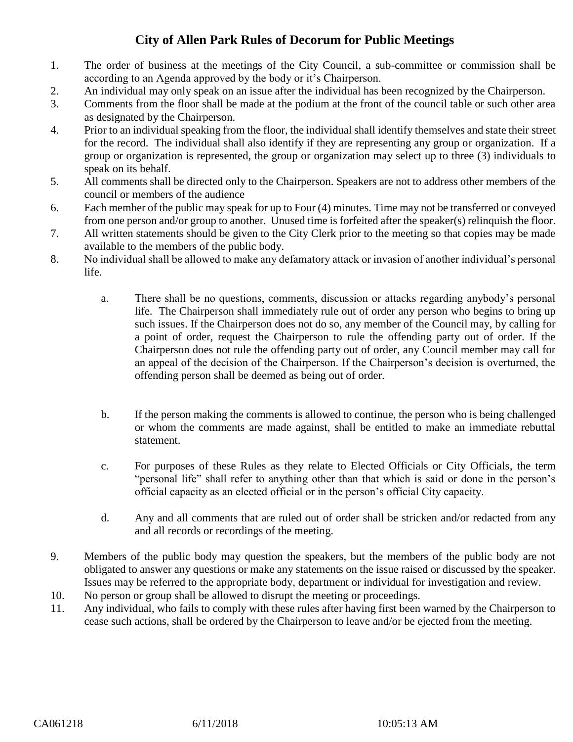# City of Allen Park Rules of Decorum for Public Meetings

1. The order of business at the meetings of the City Council, a sub-committee or commission shall be according to an Agenda approved by the body or it's Chairperson.
2. An individual may only speak on an issue after the individual has been recognized by the Chairperson.
3. Comments from the floor shall be made at the podium at the front of the council table or such other area as designated by the Chairperson.
4. Prior to an individual speaking from the floor, the individual shall identify themselves and state their street for the record. The individual shall also identify if they are representing any group or organization. If a group or organization is represented, the group or organization may select up to three (3) individuals to speak on its behalf.
5. All comments shall be directed only to the Chairperson. Speakers are not to address other members of the council or members of the audience
6. Each member of the public may speak for up to Four (4) minutes. Time may not be transferred or conveyed from one person and/or group to another. Unused time is forfeited after the speaker(s) relinquish the floor.
7. All written statements should be given to the City Clerk prior to the meeting so that copies may be made available to the members of the public body.
8. No individual shall be allowed to make any defamatory attack or invasion of another individual's personal life.

   a. There shall be no questions, comments, discussion or attacks regarding anybody's personal life. The Chairperson shall immediately rule out of order any person who begins to bring up such issues. If the Chairperson does not do so, any member of the Council may, by calling for a point of order, request the Chairperson to rule the offending party out of order. If the Chairperson does not rule the offending party out of order, any Council member may call for an appeal of the decision of the Chairperson. If the Chairperson's decision is overturned, the offending person shall be deemed as being out of order.

   b. If the person making the comments is allowed to continue, the person who is being challenged or whom the comments are made against, shall be entitled to make an immediate rebuttal statement.

   c. For purposes of these Rules as they relate to Elected Officials or City Officials, the term "personal life" shall refer to anything other than that which is said or done in the person's official capacity as an elected official or in the person's official City capacity.

   d. Any and all comments that are ruled out of order shall be stricken and/or redacted from any and all records or recordings of the meeting.

9. Members of the public body may question the speakers, but the members of the public body are not obligated to answer any questions or make any statements on the issue raised or discussed by the speaker. Issues may be referred to the appropriate body, department or individual for investigation and review.
10. No person or group shall be allowed to disrupt the meeting or proceedings.
11. Any individual, who fails to comply with these rules after having first been warned by the Chairperson to cease such actions, shall be ordered by the Chairperson to leave and/or be ejected from the meeting.